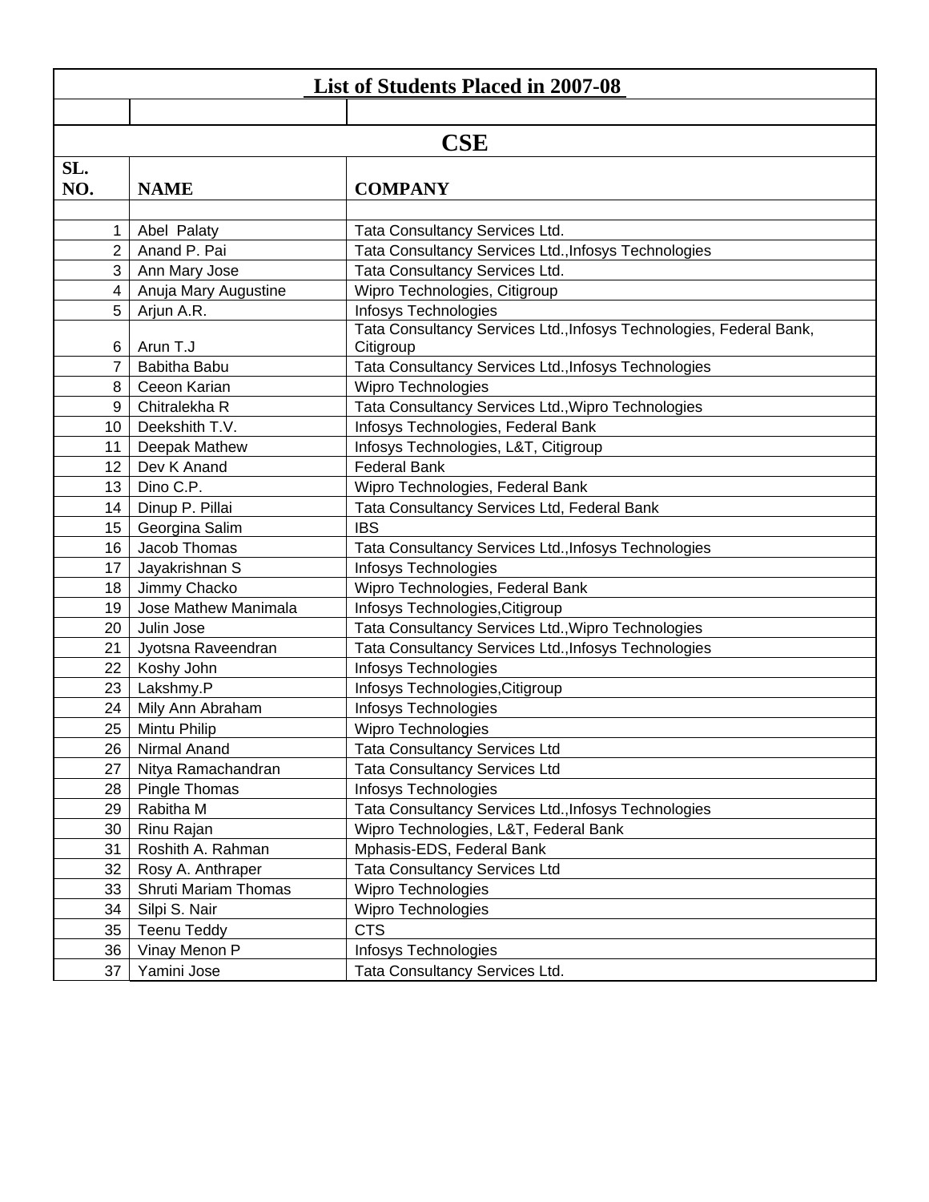# List of Students Placed in 2007-08

## CSE

| SL. NO. | NAME | COMPANY |
|---|---|---|
| 1 | Abel Palaty | Tata Consultancy Services Ltd. |
| 2 | Anand P. Pai | Tata Consultancy Services Ltd.,Infosys Technologies |
| 3 | Ann Mary Jose | Tata Consultancy Services Ltd. |
| 4 | Anuja Mary Augustine | Wipro Technologies, Citigroup |
| 5 | Arjun A.R. | Infosys Technologies |
| 6 | Arun T.J | Tata Consultancy Services Ltd.,Infosys Technologies, Federal Bank, Citigroup |
| 7 | Babitha Babu | Tata Consultancy Services Ltd.,Infosys Technologies |
| 8 | Ceeon Karian | Wipro Technologies |
| 9 | Chitralekha R | Tata Consultancy Services Ltd.,Wipro Technologies |
| 10 | Deekshith T.V. | Infosys Technologies, Federal Bank |
| 11 | Deepak Mathew | Infosys Technologies, L&T, Citigroup |
| 12 | Dev K Anand | Federal Bank |
| 13 | Dino C.P. | Wipro Technologies, Federal Bank |
| 14 | Dinup P. Pillai | Tata Consultancy Services Ltd, Federal Bank |
| 15 | Georgina Salim | IBS |
| 16 | Jacob Thomas | Tata Consultancy Services Ltd.,Infosys Technologies |
| 17 | Jayakrishnan S | Infosys Technologies |
| 18 | Jimmy Chacko | Wipro Technologies, Federal Bank |
| 19 | Jose Mathew Manimala | Infosys Technologies,Citigroup |
| 20 | Julin Jose | Tata Consultancy Services Ltd.,Wipro Technologies |
| 21 | Jyotsna Raveendran | Tata Consultancy Services Ltd.,Infosys Technologies |
| 22 | Koshy John | Infosys Technologies |
| 23 | Lakshmy.P | Infosys Technologies,Citigroup |
| 24 | Mily Ann Abraham | Infosys Technologies |
| 25 | Mintu Philip | Wipro Technologies |
| 26 | Nirmal Anand | Tata Consultancy Services Ltd |
| 27 | Nitya Ramachandran | Tata Consultancy Services Ltd |
| 28 | Pingle Thomas | Infosys Technologies |
| 29 | Rabitha M | Tata Consultancy Services Ltd.,Infosys Technologies |
| 30 | Rinu Rajan | Wipro Technologies, L&T, Federal Bank |
| 31 | Roshith A. Rahman | Mphasis-EDS, Federal Bank |
| 32 | Rosy A. Anthraper | Tata Consultancy Services Ltd |
| 33 | Shruti Mariam Thomas | Wipro Technologies |
| 34 | Silpi S. Nair | Wipro Technologies |
| 35 | Teenu Teddy | CTS |
| 36 | Vinay Menon P | Infosys Technologies |
| 37 | Yamini Jose | Tata Consultancy Services Ltd. |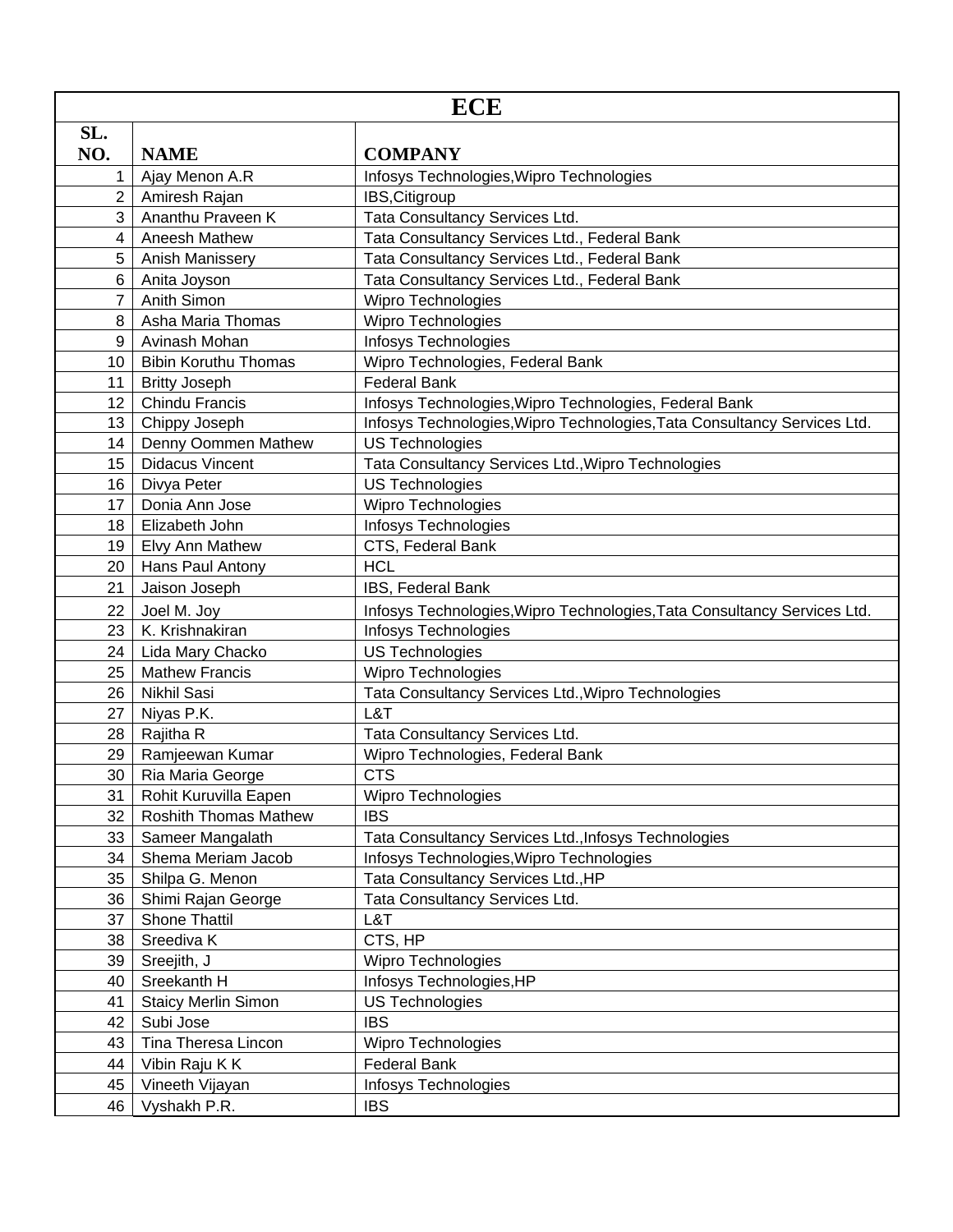| ECE | | |
|---|---|---|
| SL. NO. | NAME | COMPANY |
| 1 | Ajay Menon A.R | Infosys Technologies,Wipro Technologies |
| 2 | Amiresh Rajan | IBS,Citigroup |
| 3 | Ananthu Praveen K | Tata Consultancy Services Ltd. |
| 4 | Aneesh Mathew | Tata Consultancy Services Ltd., Federal Bank |
| 5 | Anish Manissery | Tata Consultancy Services Ltd., Federal Bank |
| 6 | Anita Joyson | Tata Consultancy Services Ltd., Federal Bank |
| 7 | Anith Simon | Wipro Technologies |
| 8 | Asha Maria Thomas | Wipro Technologies |
| 9 | Avinash Mohan | Infosys Technologies |
| 10 | Bibin Koruthu Thomas | Wipro Technologies, Federal Bank |
| 11 | Britty Joseph | Federal Bank |
| 12 | Chindu Francis | Infosys Technologies,Wipro Technologies, Federal Bank |
| 13 | Chippy Joseph | Infosys Technologies,Wipro Technologies,Tata Consultancy Services Ltd. |
| 14 | Denny Oommen Mathew | US Technologies |
| 15 | Didacus Vincent | Tata Consultancy Services Ltd.,Wipro Technologies |
| 16 | Divya Peter | US Technologies |
| 17 | Donia Ann Jose | Wipro Technologies |
| 18 | Elizabeth John | Infosys Technologies |
| 19 | Elvy Ann Mathew | CTS, Federal Bank |
| 20 | Hans Paul Antony | HCL |
| 21 | Jaison Joseph | IBS, Federal Bank |
| 22 | Joel M. Joy | Infosys Technologies,Wipro Technologies,Tata Consultancy Services Ltd. |
| 23 | K. Krishnakiran | Infosys Technologies |
| 24 | Lida Mary Chacko | US Technologies |
| 25 | Mathew Francis | Wipro Technologies |
| 26 | Nikhil Sasi | Tata Consultancy Services Ltd.,Wipro Technologies |
| 27 | Niyas P.K. | L&T |
| 28 | Rajitha R | Tata Consultancy Services Ltd. |
| 29 | Ramjeewan Kumar | Wipro Technologies, Federal Bank |
| 30 | Ria Maria George | CTS |
| 31 | Rohit Kuruvilla Eapen | Wipro Technologies |
| 32 | Roshith Thomas Mathew | IBS |
| 33 | Sameer Mangalath | Tata Consultancy Services Ltd.,Infosys Technologies |
| 34 | Shema Meriam Jacob | Infosys Technologies,Wipro Technologies |
| 35 | Shilpa G. Menon | Tata Consultancy Services Ltd.,HP |
| 36 | Shimi Rajan George | Tata Consultancy Services Ltd. |
| 37 | Shone Thattil | L&T |
| 38 | Sreediva K | CTS, HP |
| 39 | Sreejith, J | Wipro Technologies |
| 40 | Sreekanth H | Infosys Technologies,HP |
| 41 | Staicy Merlin Simon | US Technologies |
| 42 | Subi Jose | IBS |
| 43 | Tina Theresa Lincon | Wipro Technologies |
| 44 | Vibin Raju K K | Federal Bank |
| 45 | Vineeth Vijayan | Infosys Technologies |
| 46 | Vyshakh P.R. | IBS |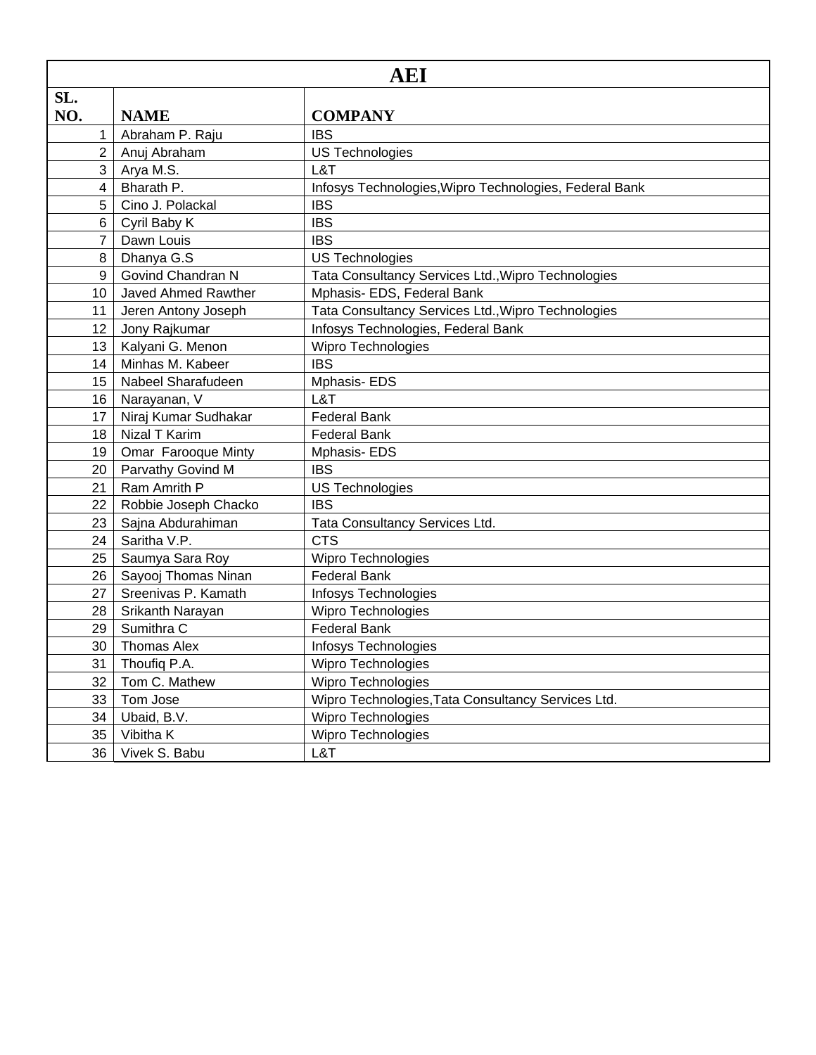| AEI | | |
|---|---|---|
| **SL. NO.** | **NAME** | **COMPANY** |
| 1 | Abraham P. Raju | IBS |
| 2 | Anuj Abraham | US Technologies |
| 3 | Arya M.S. | L&T |
| 4 | Bharath P. | Infosys Technologies,Wipro Technologies, Federal Bank |
| 5 | Cino J. Polackal | IBS |
| 6 | Cyril Baby K | IBS |
| 7 | Dawn Louis | IBS |
| 8 | Dhanya G.S | US Technologies |
| 9 | Govind Chandran N | Tata Consultancy Services Ltd.,Wipro Technologies |
| 10 | Javed Ahmed Rawther | Mphasis- EDS, Federal Bank |
| 11 | Jeren Antony Joseph | Tata Consultancy Services Ltd.,Wipro Technologies |
| 12 | Jony Rajkumar | Infosys Technologies, Federal Bank |
| 13 | Kalyani G. Menon | Wipro Technologies |
| 14 | Minhas M. Kabeer | IBS |
| 15 | Nabeel Sharafudeen | Mphasis- EDS |
| 16 | Narayanan, V | L&T |
| 17 | Niraj Kumar Sudhakar | Federal Bank |
| 18 | Nizal T Karim | Federal Bank |
| 19 | Omar Farooque Minty | Mphasis- EDS |
| 20 | Parvathy Govind M | IBS |
| 21 | Ram Amrith P | US Technologies |
| 22 | Robbie Joseph Chacko | IBS |
| 23 | Sajna Abdurahiman | Tata Consultancy Services Ltd. |
| 24 | Saritha V.P. | CTS |
| 25 | Saumya Sara Roy | Wipro Technologies |
| 26 | Sayooj Thomas Ninan | Federal Bank |
| 27 | Sreenivas P. Kamath | Infosys Technologies |
| 28 | Srikanth Narayan | Wipro Technologies |
| 29 | Sumithra C | Federal Bank |
| 30 | Thomas Alex | Infosys Technologies |
| 31 | Thoufiq P.A. | Wipro Technologies |
| 32 | Tom C. Mathew | Wipro Technologies |
| 33 | Tom Jose | Wipro Technologies,Tata Consultancy Services Ltd. |
| 34 | Ubaid, B.V. | Wipro Technologies |
| 35 | Vibitha K | Wipro Technologies |
| 36 | Vivek S. Babu | L&T |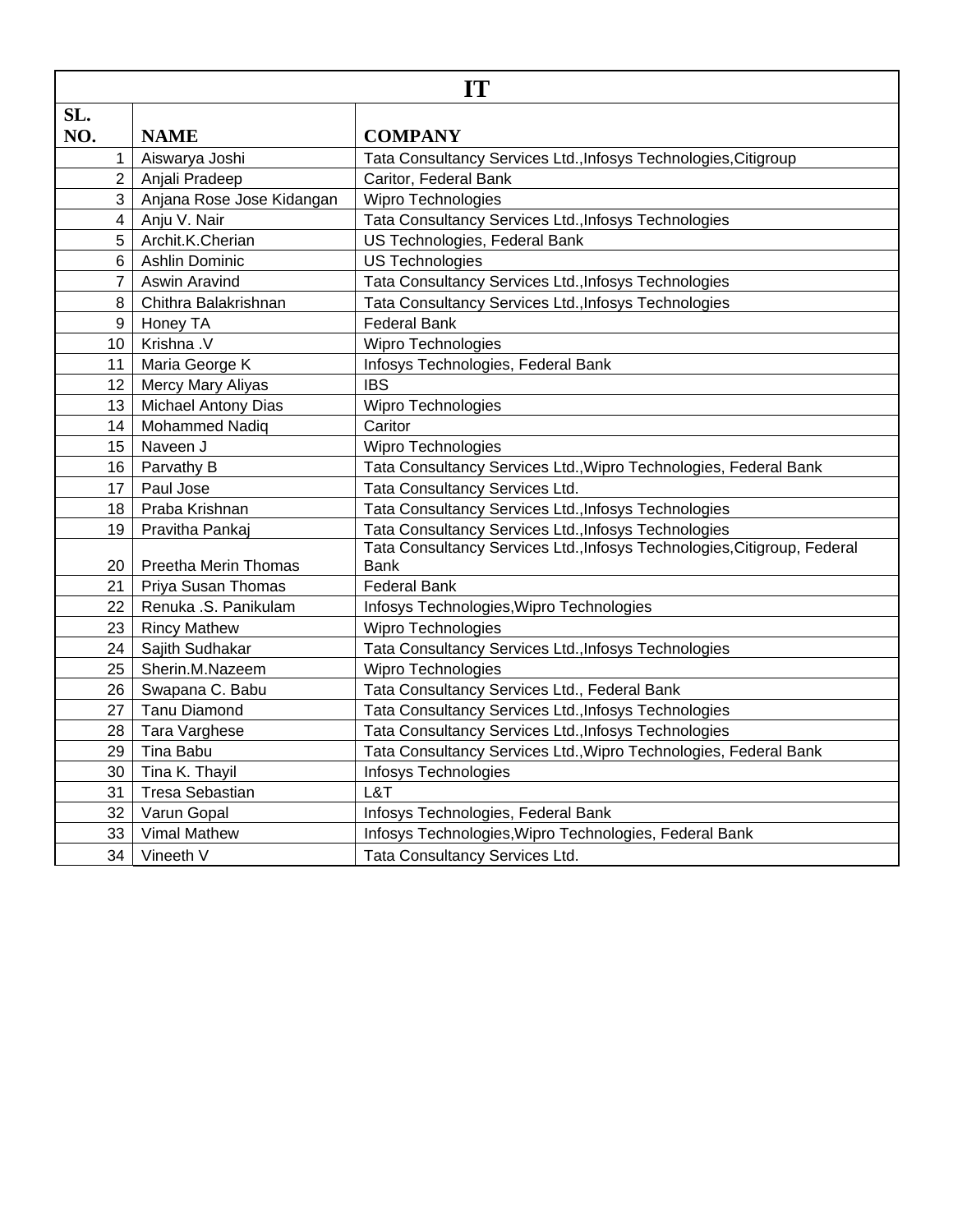| IT | | |
|---|---|---|
| SL. NO. | NAME | COMPANY |
| 1 | Aiswarya Joshi | Tata Consultancy Services Ltd.,Infosys Technologies,Citigroup |
| 2 | Anjali Pradeep | Caritor, Federal Bank |
| 3 | Anjana Rose Jose Kidangan | Wipro Technologies |
| 4 | Anju V. Nair | Tata Consultancy Services Ltd.,Infosys Technologies |
| 5 | Archit.K.Cherian | US Technologies, Federal Bank |
| 6 | Ashlin Dominic | US Technologies |
| 7 | Aswin Aravind | Tata Consultancy Services Ltd.,Infosys Technologies |
| 8 | Chithra Balakrishnan | Tata Consultancy Services Ltd.,Infosys Technologies |
| 9 | Honey TA | Federal Bank |
| 10 | Krishna .V | Wipro Technologies |
| 11 | Maria George K | Infosys Technologies, Federal Bank |
| 12 | Mercy Mary Aliyas | IBS |
| 13 | Michael Antony Dias | Wipro Technologies |
| 14 | Mohammed Nadiq | Caritor |
| 15 | Naveen J | Wipro Technologies |
| 16 | Parvathy B | Tata Consultancy Services Ltd.,Wipro Technologies, Federal Bank |
| 17 | Paul Jose | Tata Consultancy Services Ltd. |
| 18 | Praba Krishnan | Tata Consultancy Services Ltd.,Infosys Technologies |
| 19 | Pravitha Pankaj | Tata Consultancy Services Ltd.,Infosys Technologies |
| 20 | Preetha Merin Thomas | Tata Consultancy Services Ltd.,Infosys Technologies,Citigroup, Federal Bank |
| 21 | Priya Susan Thomas | Federal Bank |
| 22 | Renuka .S. Panikulam | Infosys Technologies,Wipro Technologies |
| 23 | Rincy Mathew | Wipro Technologies |
| 24 | Sajith Sudhakar | Tata Consultancy Services Ltd.,Infosys Technologies |
| 25 | Sherin.M.Nazeem | Wipro Technologies |
| 26 | Swapana C. Babu | Tata Consultancy Services Ltd., Federal Bank |
| 27 | Tanu Diamond | Tata Consultancy Services Ltd.,Infosys Technologies |
| 28 | Tara Varghese | Tata Consultancy Services Ltd.,Infosys Technologies |
| 29 | Tina Babu | Tata Consultancy Services Ltd.,Wipro Technologies, Federal Bank |
| 30 | Tina K. Thayil | Infosys Technologies |
| 31 | Tresa Sebastian | L&T |
| 32 | Varun Gopal | Infosys Technologies, Federal Bank |
| 33 | Vimal Mathew | Infosys Technologies,Wipro Technologies, Federal Bank |
| 34 | Vineeth V | Tata Consultancy Services Ltd. |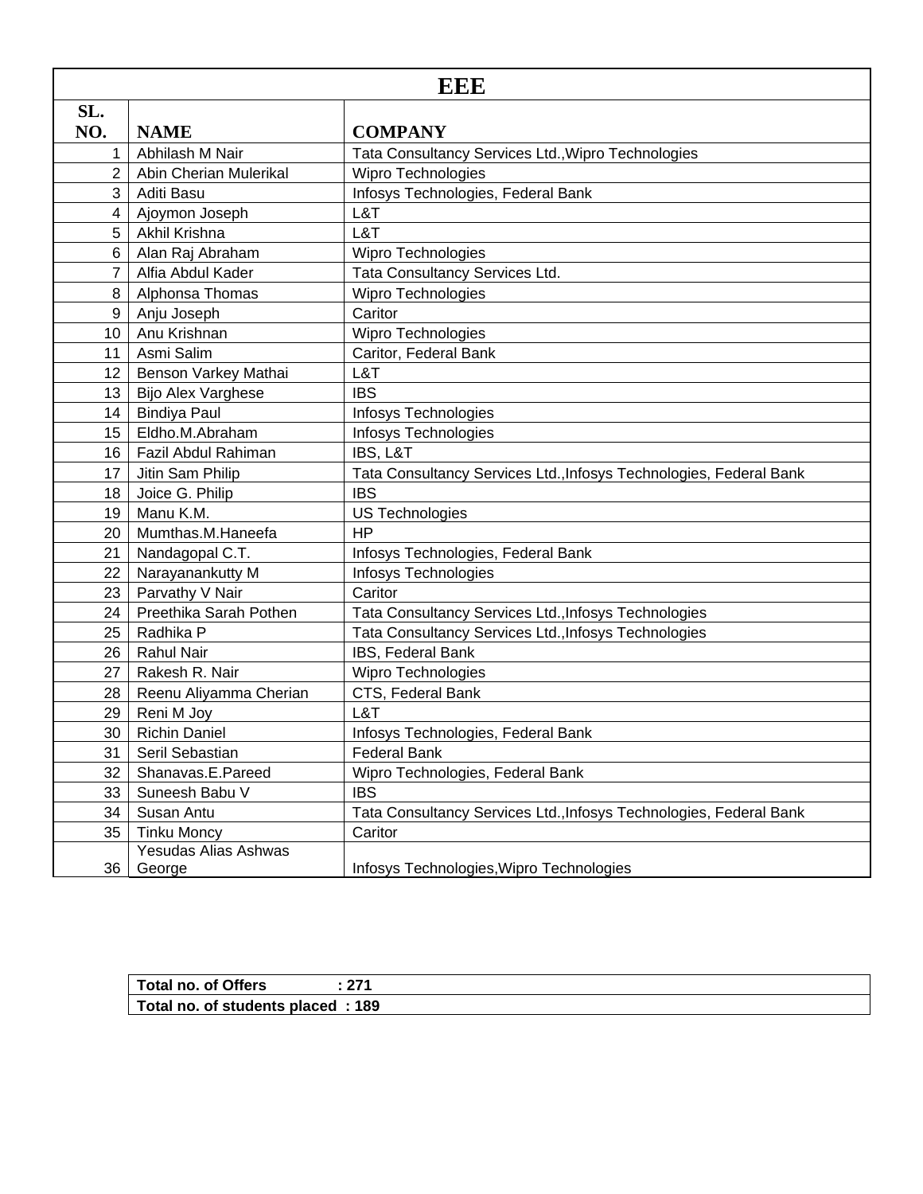| EEE | | |
|---|---|---|
| **SL. NO.** | **NAME** | **COMPANY** |
| 1 | Abhilash M Nair | Tata Consultancy Services Ltd.,Wipro Technologies |
| 2 | Abin Cherian Mulerikal | Wipro Technologies |
| 3 | Aditi Basu | Infosys Technologies, Federal Bank |
| 4 | Ajoymon Joseph | L&T |
| 5 | Akhil Krishna | L&T |
| 6 | Alan Raj Abraham | Wipro Technologies |
| 7 | Alfia Abdul Kader | Tata Consultancy Services Ltd. |
| 8 | Alphonsa Thomas | Wipro Technologies |
| 9 | Anju Joseph | Caritor |
| 10 | Anu Krishnan | Wipro Technologies |
| 11 | Asmi Salim | Caritor, Federal Bank |
| 12 | Benson Varkey Mathai | L&T |
| 13 | Bijo Alex Varghese | IBS |
| 14 | Bindiya Paul | Infosys Technologies |
| 15 | Eldho.M.Abraham | Infosys Technologies |
| 16 | Fazil Abdul Rahiman | IBS, L&T |
| 17 | Jitin Sam Philip | Tata Consultancy Services Ltd.,Infosys Technologies, Federal Bank |
| 18 | Joice G. Philip | IBS |
| 19 | Manu K.M. | US Technologies |
| 20 | Mumthas.M.Haneefa | HP |
| 21 | Nandagopal C.T. | Infosys Technologies, Federal Bank |
| 22 | Narayanankutty M | Infosys Technologies |
| 23 | Parvathy V Nair | Caritor |
| 24 | Preethika Sarah Pothen | Tata Consultancy Services Ltd.,Infosys Technologies |
| 25 | Radhika P | Tata Consultancy Services Ltd.,Infosys Technologies |
| 26 | Rahul Nair | IBS, Federal Bank |
| 27 | Rakesh R. Nair | Wipro Technologies |
| 28 | Reenu Aliyamma Cherian | CTS, Federal Bank |
| 29 | Reni M Joy | L&T |
| 30 | Richin Daniel | Infosys Technologies, Federal Bank |
| 31 | Seril Sebastian | Federal Bank |
| 32 | Shanavas.E.Pareed | Wipro Technologies, Federal Bank |
| 33 | Suneesh Babu V | IBS |
| 34 | Susan Antu | Tata Consultancy Services Ltd.,Infosys Technologies, Federal Bank |
| 35 | Tinku Moncy | Caritor |
| 36 | Yesudas Alias Ashwas George | Infosys Technologies,Wipro Technologies |

| | |
|---|---|
| **Total no. of Offers** | **: 271** |
| **Total no. of students placed** | **: 189** |